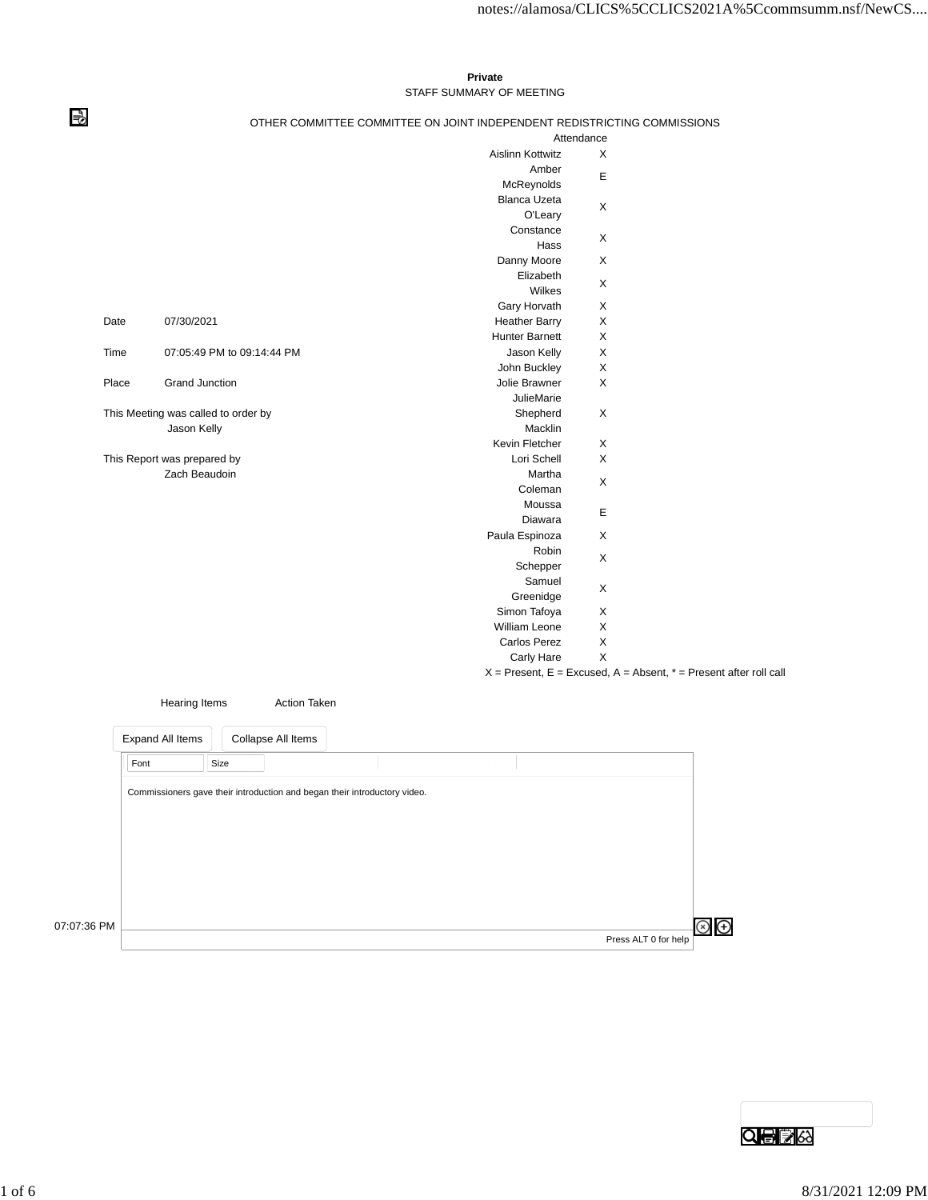**Private**

STAFF SUMMARY OF MEETING

OTHER COMMITTEE COMMITTEE ON JOINT INDEPENDENT REDISTRICTING COMMISSIONS

| | Attendance |
|---|---|
| Aislinn Kottwitz | X |
| Amber McReynolds | E |
| Blanca Uzeta O'Leary | X |
| Constance Hass | X |
| Danny Moore | X |
| Elizabeth Wilkes | X |
| Gary Horvath | X |
| Heather Barry | X |
| Hunter Barnett | X |
| Jason Kelly | X |
| John Buckley | X |
| Jolie Brawner | X |
| JulieMarie Shepherd Macklin | X |
| Kevin Fletcher | X |
| Lori Schell | X |
| Martha Coleman | X |
| Moussa Diawara | E |
| Paula Espinoza | X |
| Robin Schepper | X |
| Samuel Greenidge | X |
| Simon Tafoya | X |
| William Leone | X |
| Carlos Perez | X |
| Carly Hare | X |

X = Present, E = Excused, A = Absent, * = Present after roll call

Date 07/30/2021

Time 07:05:49 PM to 09:14:44 PM

Place Grand Junction

This Meeting was called to order by Jason Kelly

This Report was prepared by Zach Beaudoin

| Hearing Items | Action Taken |
|---|---|

07:07:36 PM

Commissioners gave their introduction and began their introductory video.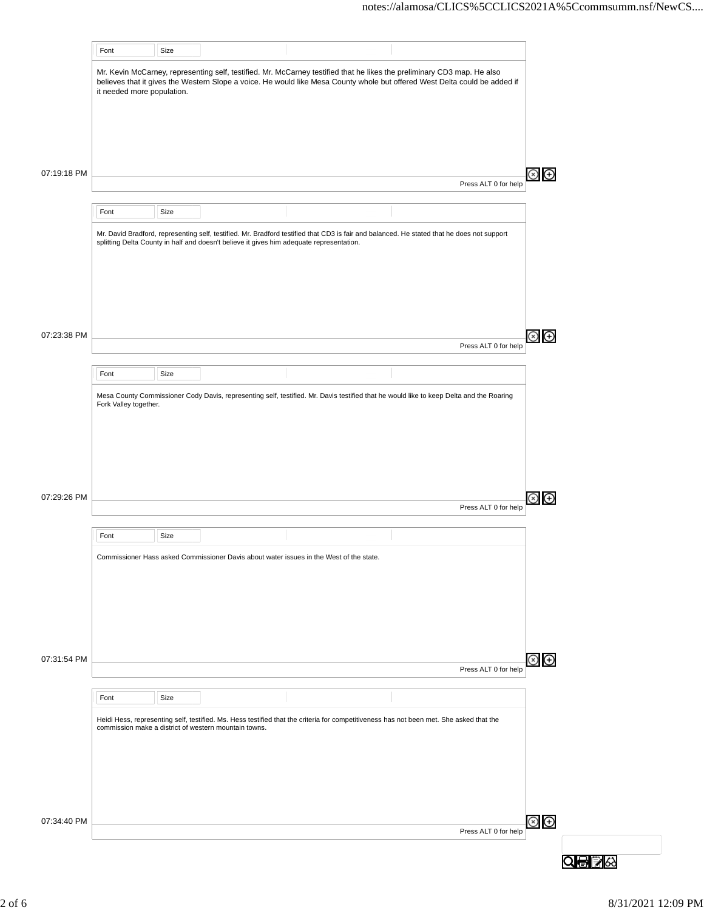Mr. Kevin McCarney, representing self, testified. Mr. McCarney testified that he likes the preliminary CD3 map. He also believes that it gives the Western Slope a voice. He would like Mesa County whole but offered West Delta could be added if it needed more population.

07:19:18 PM

Mr. David Bradford, representing self, testified. Mr. Bradford testified that CD3 is fair and balanced. He stated that he does not support splitting Delta County in half and doesn't believe it gives him adequate representation.

07:23:38 PM

Mesa County Commissioner Cody Davis, representing self, testified. Mr. Davis testified that he would like to keep Delta and the Roaring Fork Valley together.

07:29:26 PM

Commissioner Hass asked Commissioner Davis about water issues in the West of the state.

07:31:54 PM

Heidi Hess, representing self, testified. Ms. Hess testified that the criteria for competitiveness has not been met. She asked that the commission make a district of western mountain towns.

07:34:40 PM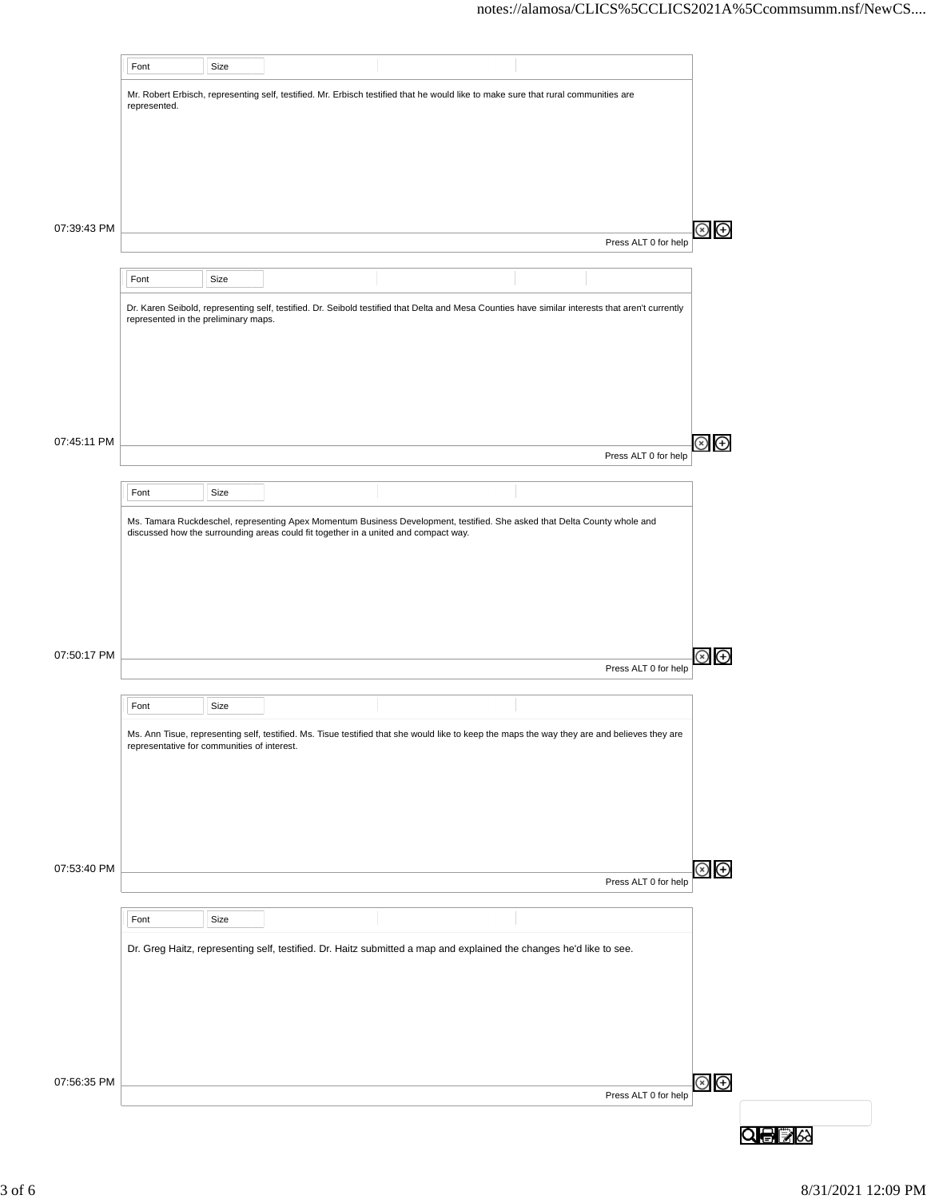Mr. Robert Erbisch, representing self, testified. Mr. Erbisch testified that he would like to make sure that rural communities are represented.

07:39:43 PM

Dr. Karen Seibold, representing self, testified. Dr. Seibold testified that Delta and Mesa Counties have similar interests that aren't currently represented in the preliminary maps.

07:45:11 PM

Ms. Tamara Ruckdeschel, representing Apex Momentum Business Development, testified. She asked that Delta County whole and discussed how the surrounding areas could fit together in a united and compact way.

07:50:17 PM

Ms. Ann Tisue, representing self, testified. Ms. Tisue testified that she would like to keep the maps the way they are and believes they are representative for communities of interest.

07:53:40 PM

Dr. Greg Haitz, representing self, testified. Dr. Haitz submitted a map and explained the changes he'd like to see.

07:56:35 PM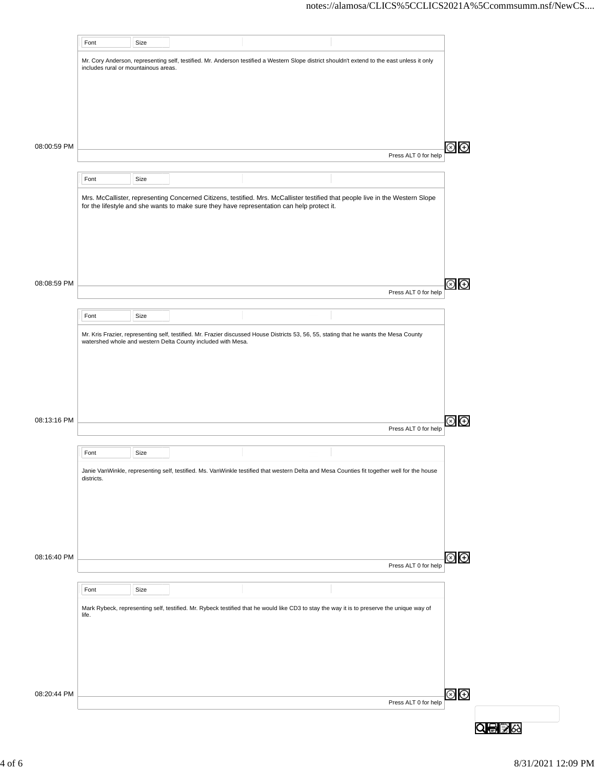Mr. Cory Anderson, representing self, testified. Mr. Anderson testified a Western Slope district shouldn't extend to the east unless it only includes rural or mountainous areas.

08:00:59 PM

Mrs. McCallister, representing Concerned Citizens, testified. Mrs. McCallister testified that people live in the Western Slope for the lifestyle and she wants to make sure they have representation can help protect it.

08:08:59 PM

Mr. Kris Frazier, representing self, testified. Mr. Frazier discussed House Districts 53, 56, 55, stating that he wants the Mesa County watershed whole and western Delta County included with Mesa.

08:13:16 PM

Janie VanWinkle, representing self, testified. Ms. VanWinkle testified that western Delta and Mesa Counties fit together well for the house districts.

08:16:40 PM

Mark Rybeck, representing self, testified. Mr. Rybeck testified that he would like CD3 to stay the way it is to preserve the unique way of life.

08:20:44 PM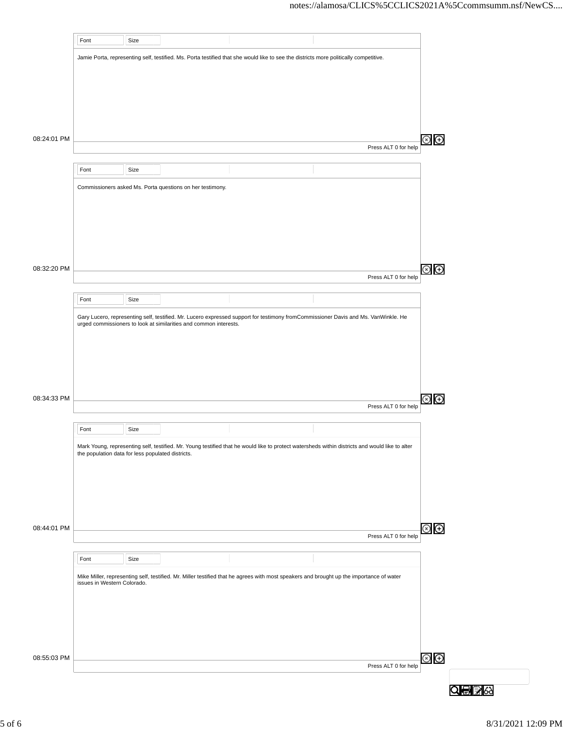Jamie Porta, representing self, testified. Ms. Porta testified that she would like to see the districts more politically competitive.

08:24:01 PM

Commissioners asked Ms. Porta questions on her testimony.

08:32:20 PM

Gary Lucero, representing self, testified. Mr. Lucero expressed support for testimony fromCommissioner Davis and Ms. VanWinkle. He urged commissioners to look at similarities and common interests.

08:34:33 PM

Mark Young, representing self, testified. Mr. Young testified that he would like to protect watersheds within districts and would like to alter the population data for less populated districts.

08:44:01 PM

Mike Miller, representing self, testified. Mr. Miller testified that he agrees with most speakers and brought up the importance of water issues in Western Colorado.

08:55:03 PM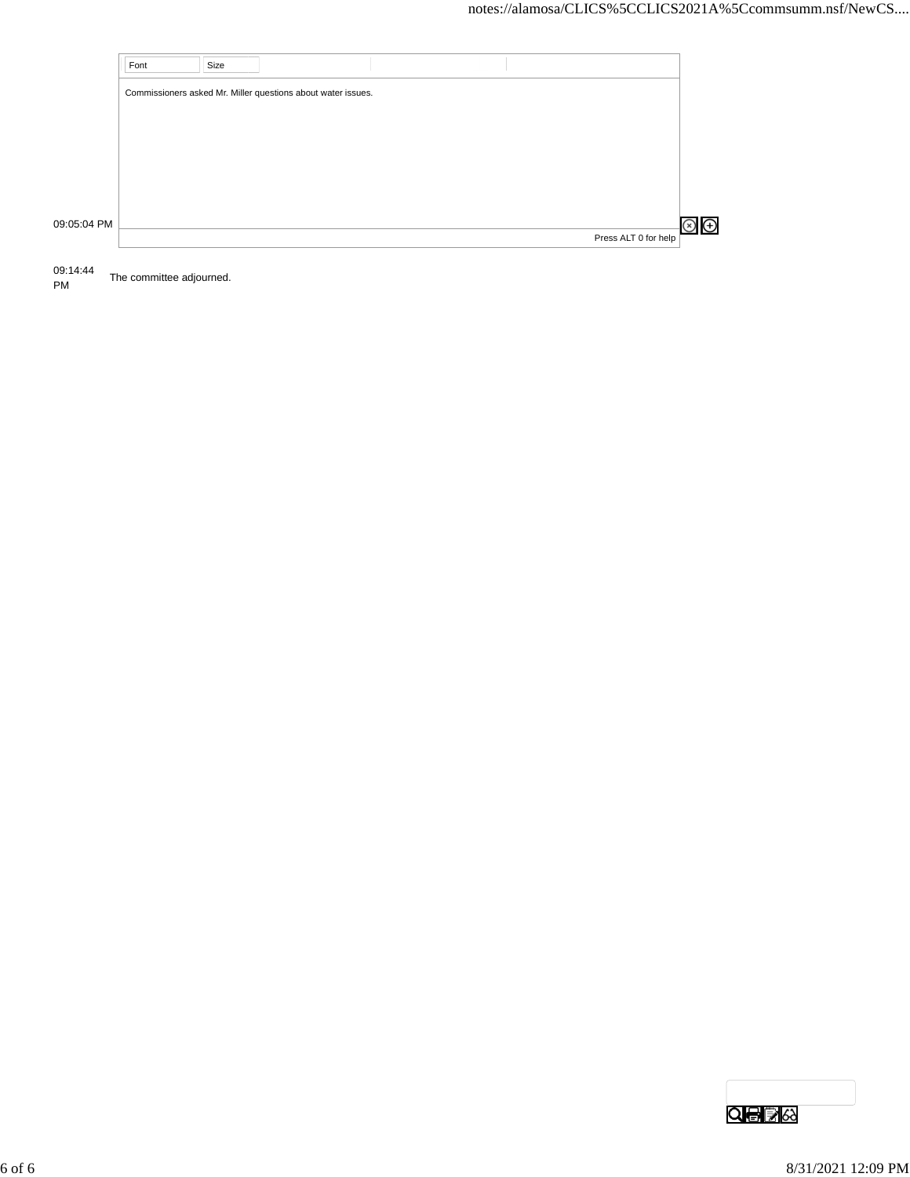09:05:04 PM

Commissioners asked Mr. Miller questions about water issues.

09:14:44 PM

The committee adjourned.